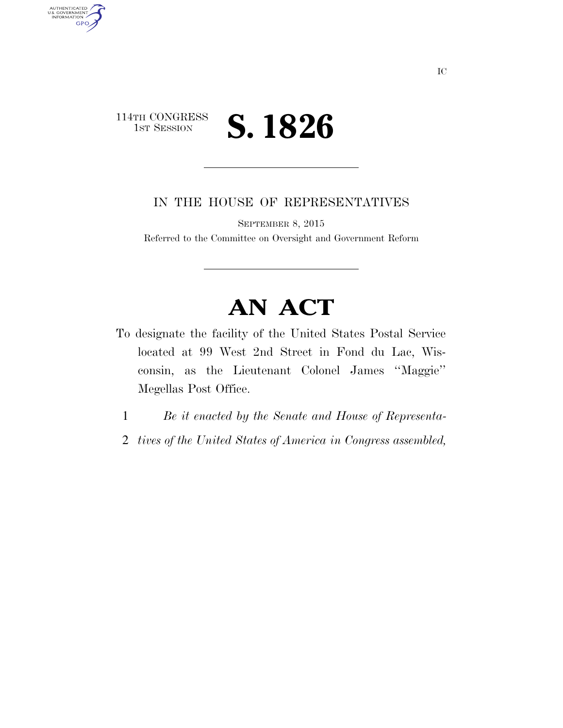IC

114TH CONGRESS
1ST SESSION

# S. 1826

IN THE HOUSE OF REPRESENTATIVES

SEPTEMBER 8, 2015

Referred to the Committee on Oversight and Government Reform

# AN ACT

To designate the facility of the United States Postal Service located at 99 West 2nd Street in Fond du Lac, Wisconsin, as the Lieutenant Colonel James ''Maggie'' Megellas Post Office.

1 *Be it enacted by the Senate and House of Representa-*
2 *tives of the United States of America in Congress assembled,*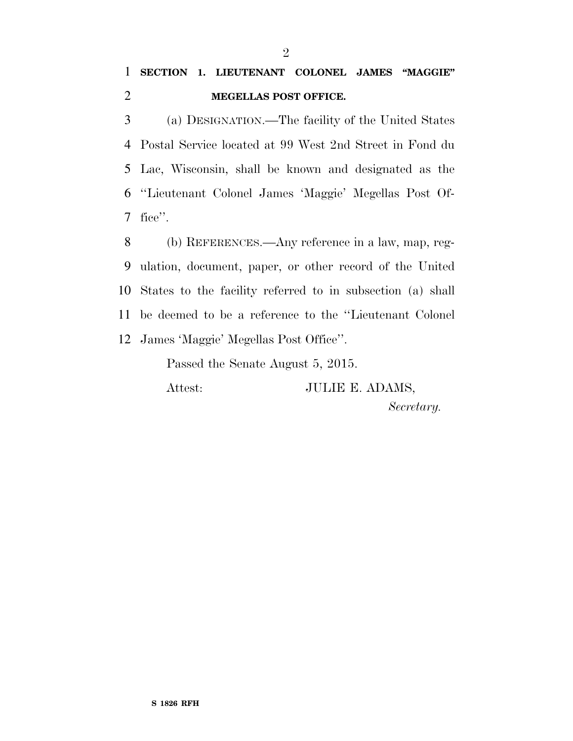**SECTION 1. LIEUTENANT COLONEL JAMES "MAGGIE" MEGELLAS POST OFFICE.**

(a) DESIGNATION.—The facility of the United States Postal Service located at 99 West 2nd Street in Fond du Lac, Wisconsin, shall be known and designated as the "Lieutenant Colonel James 'Maggie' Megellas Post Office".

(b) REFERENCES.—Any reference in a law, map, regulation, document, paper, or other record of the United States to the facility referred to in subsection (a) shall be deemed to be a reference to the "Lieutenant Colonel James 'Maggie' Megellas Post Office".

Passed the Senate August 5, 2015.

Attest: JULIE E. ADAMS,

*Secretary.*

S 1826 RFH